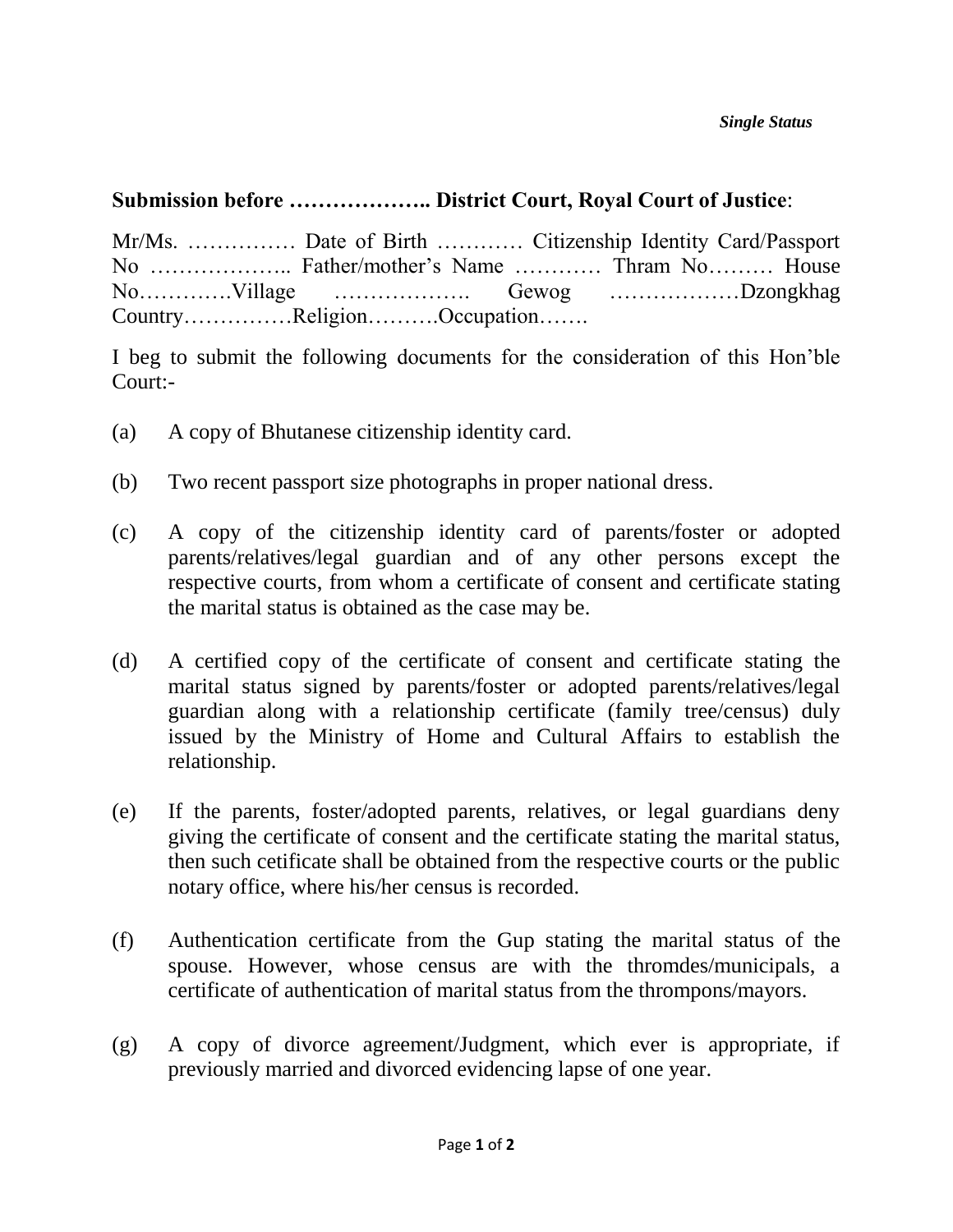*Single Status*

**Submission before ……………….. District Court, Royal Court of Justice**:

Mr/Ms. …………… Date of Birth ………… Citizenship Identity Card/Passport No ……………….. Father/mother's Name ………… Thram No……… House No…………Village ………………. Gewog ………………Dzongkhag Country……………Religion……….Occupation…….

I beg to submit the following documents for the consideration of this Hon'ble Court:-

(a) A copy of Bhutanese citizenship identity card.

(b) Two recent passport size photographs in proper national dress.

(c) A copy of the citizenship identity card of parents/foster or adopted parents/relatives/legal guardian and of any other persons except the respective courts, from whom a certificate of consent and certificate stating the marital status is obtained as the case may be.

(d) A certified copy of the certificate of consent and certificate stating the marital status signed by parents/foster or adopted parents/relatives/legal guardian along with a relationship certificate (family tree/census) duly issued by the Ministry of Home and Cultural Affairs to establish the relationship.

(e) If the parents, foster/adopted parents, relatives, or legal guardians deny giving the certificate of consent and the certificate stating the marital status, then such cetificate shall be obtained from the respective courts or the public notary office, where his/her census is recorded.

(f) Authentication certificate from the Gup stating the marital status of the spouse. However, whose census are with the thromdes/municipals, a certificate of authentication of marital status from the thrompons/mayors.

(g) A copy of divorce agreement/Judgment, which ever is appropriate, if previously married and divorced evidencing lapse of one year.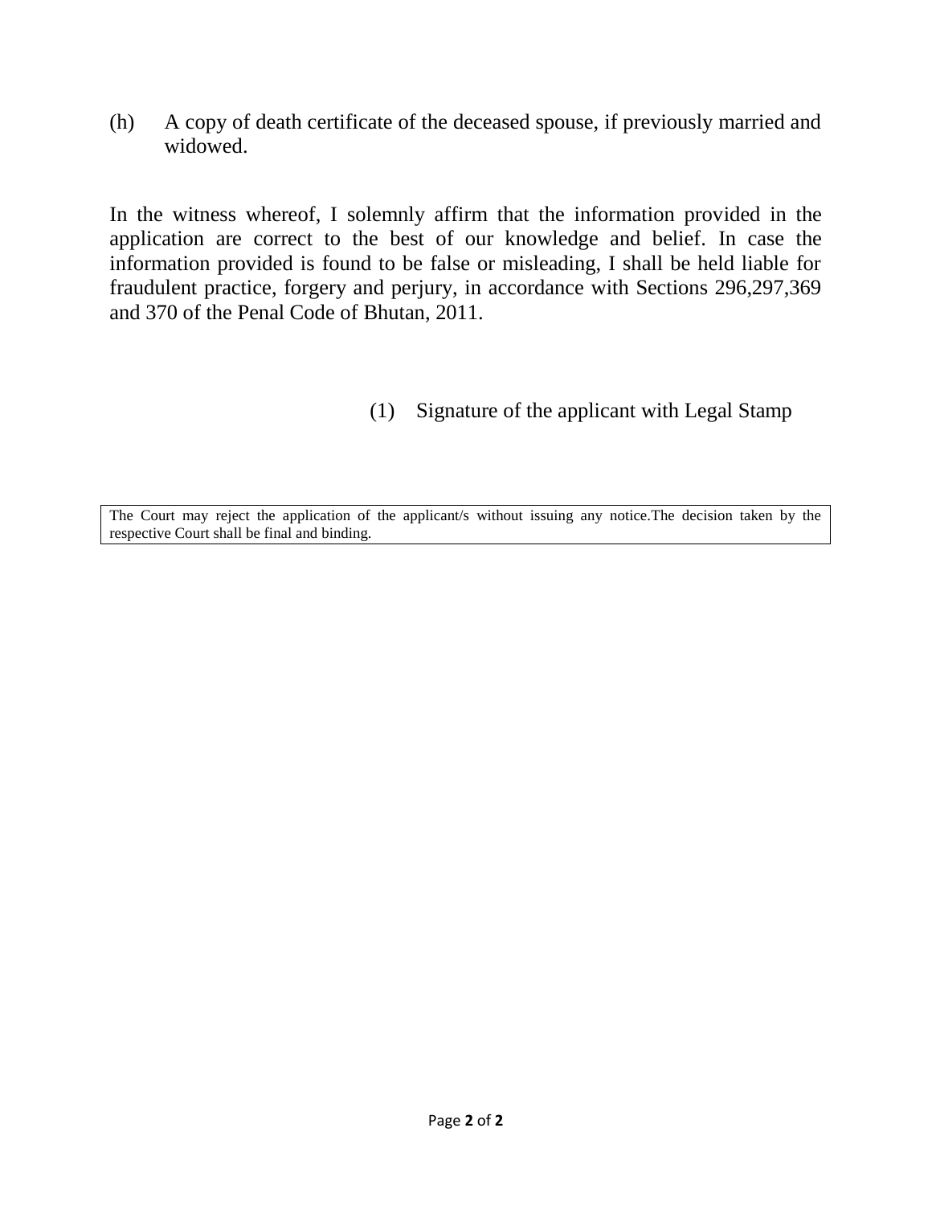(h) A copy of death certificate of the deceased spouse, if previously married and widowed.

In the witness whereof, I solemnly affirm that the information provided in the application are correct to the best of our knowledge and belief. In case the information provided is found to be false or misleading, I shall be held liable for fraudulent practice, forgery and perjury, in accordance with Sections 296,297,369 and 370 of the Penal Code of Bhutan, 2011.

(1) Signature of the applicant with Legal Stamp

| |
|---|
| The Court may reject the application of the applicant/s without issuing any notice.The decision taken by the respective Court shall be final and binding. |